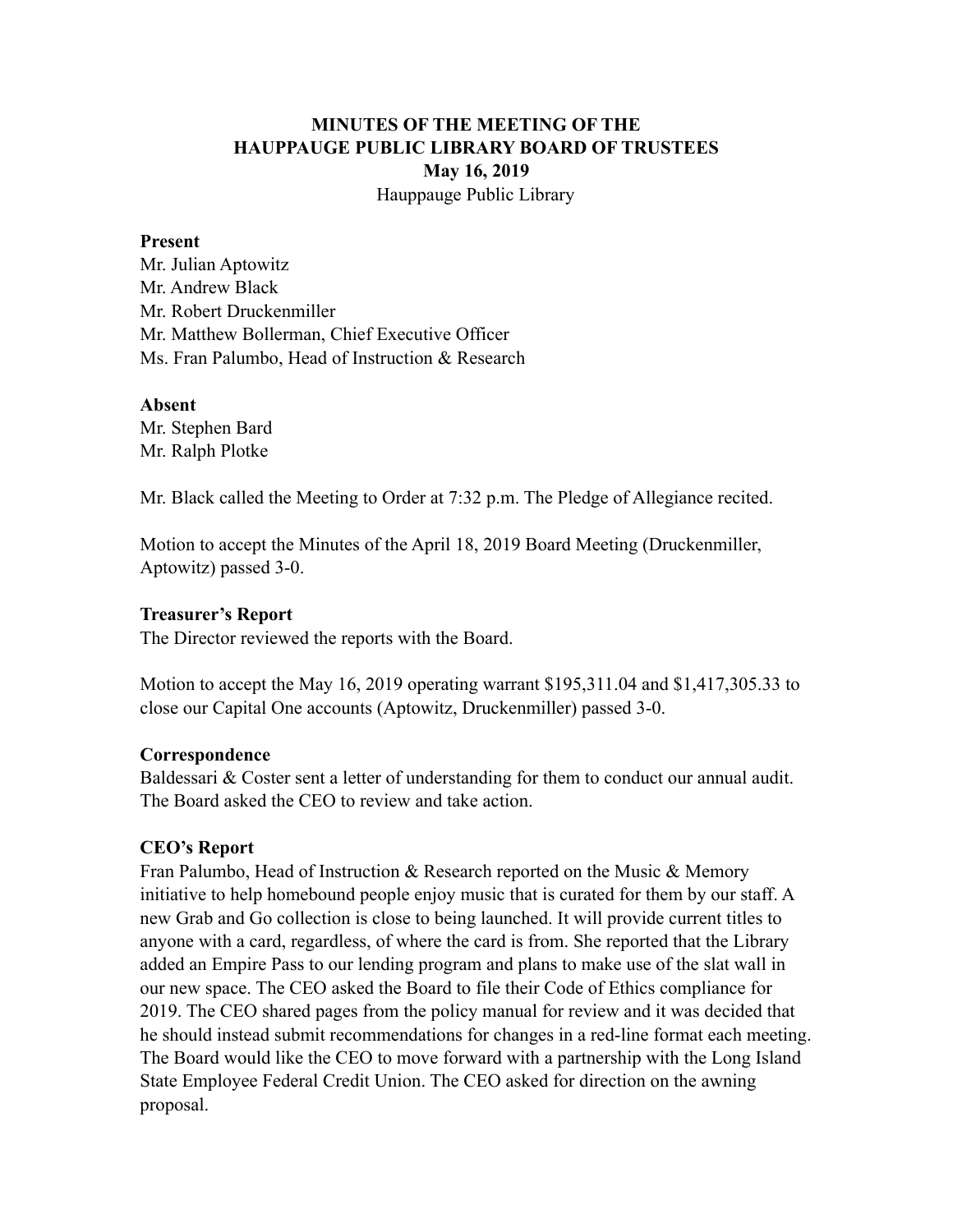# MINUTES OF THE MEETING OF THE HAUPPAUGE PUBLIC LIBRARY BOARD OF TRUSTEES

## May 16, 2019

Hauppauge Public Library

**Present**

Mr. Julian Aptowitz
Mr. Andrew Black
Mr. Robert Druckenmiller
Mr. Matthew Bollerman, Chief Executive Officer
Ms. Fran Palumbo, Head of Instruction & Research

**Absent**

Mr. Stephen Bard
Mr. Ralph Plotke

Mr. Black called the Meeting to Order at 7:32 p.m. The Pledge of Allegiance recited.

Motion to accept the Minutes of the April 18, 2019 Board Meeting (Druckenmiller, Aptowitz) passed 3-0.

**Treasurer's Report**

The Director reviewed the reports with the Board.

Motion to accept the May 16, 2019 operating warrant $195,311.04 and $1,417,305.33 to close our Capital One accounts (Aptowitz, Druckenmiller) passed 3-0.

**Correspondence**

Baldessari & Coster sent a letter of understanding for them to conduct our annual audit. The Board asked the CEO to review and take action.

**CEO's Report**

Fran Palumbo, Head of Instruction & Research reported on the Music & Memory initiative to help homebound people enjoy music that is curated for them by our staff. A new Grab and Go collection is close to being launched. It will provide current titles to anyone with a card, regardless, of where the card is from. She reported that the Library added an Empire Pass to our lending program and plans to make use of the slat wall in our new space. The CEO asked the Board to file their Code of Ethics compliance for 2019. The CEO shared pages from the policy manual for review and it was decided that he should instead submit recommendations for changes in a red-line format each meeting. The Board would like the CEO to move forward with a partnership with the Long Island State Employee Federal Credit Union. The CEO asked for direction on the awning proposal.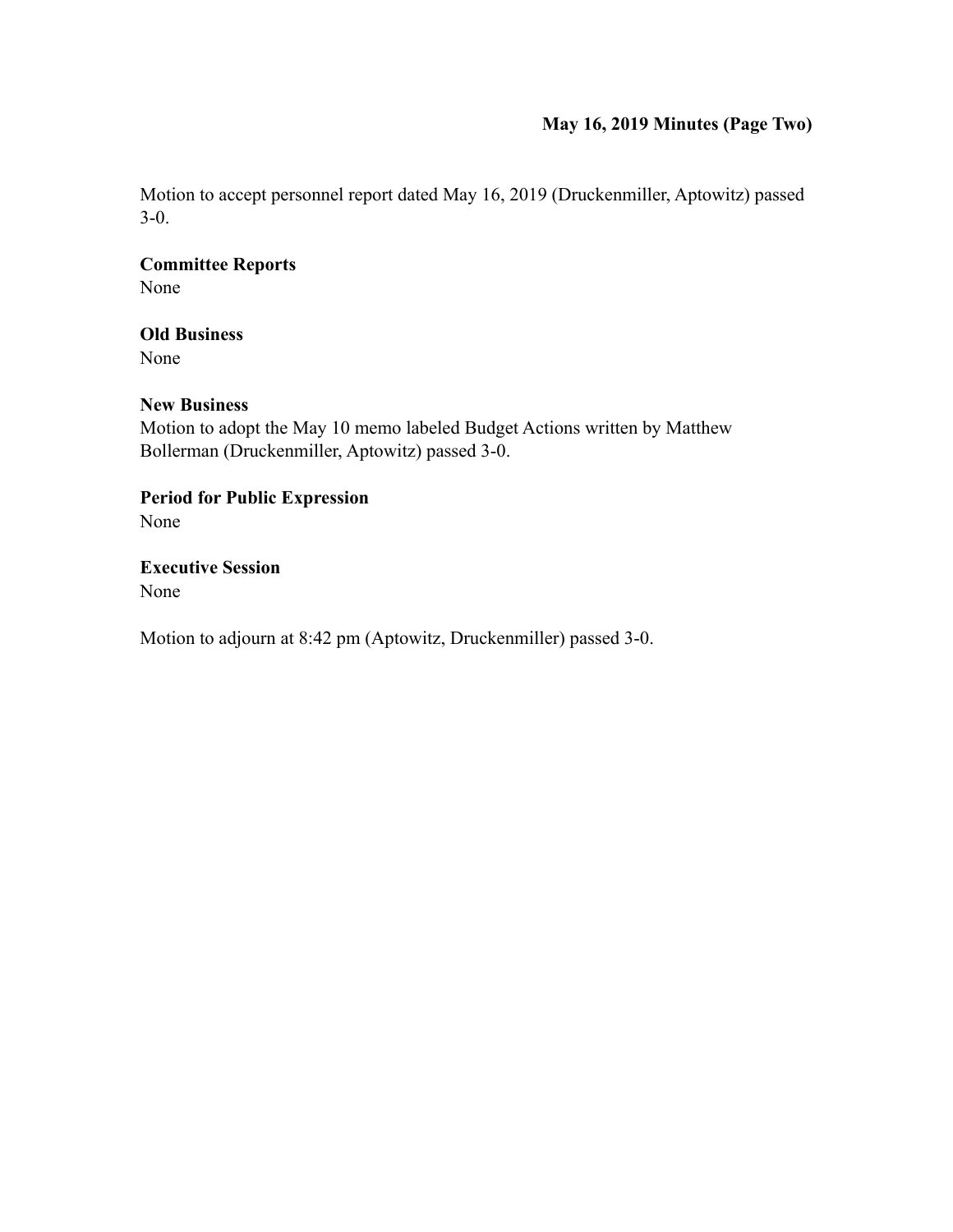Motion to accept personnel report dated May 16, 2019 (Druckenmiller, Aptowitz) passed 3-0.

**Committee Reports**
None

**Old Business**
None

**New Business**
Motion to adopt the May 10 memo labeled Budget Actions written by Matthew Bollerman (Druckenmiller, Aptowitz) passed 3-0.

**Period for Public Expression**
None

**Executive Session**
None

Motion to adjourn at 8:42 pm (Aptowitz, Druckenmiller) passed 3-0.